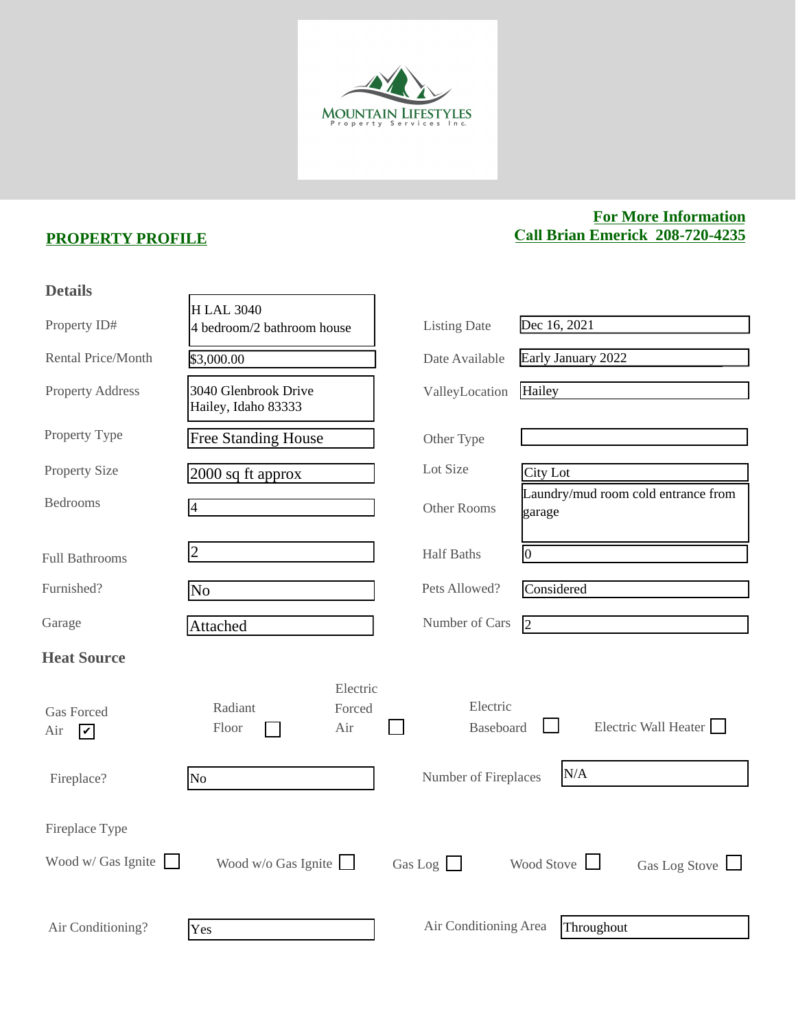MOUNTAIN LIFESTYLES
Property Services Inc.

## PROPERTY PROFILE

**For More Information**
**Call Brian Emerick 208-720-4235**

### Details

| Field | Value | Field | Value |
| --- | --- | --- | --- |
| Property ID# | H LAL 3040<br>4 bedroom/2 bathroom house | Listing Date | Dec 16, 2021 |
| Rental Price/Month | $3,000.00 | Date Available | Early January 2022 |
| Property Address | 3040 Glenbrook Drive<br>Hailey, Idaho 83333 | ValleyLocation | Hailey |
| Property Type | Free Standing House | Other Type | |
| Property Size | 2000 sq ft approx | Lot Size | City Lot |
| Bedrooms | 4 | Other Rooms | Laundry/mud room cold entrance from garage |
| Full Bathrooms | 2 | Half Baths | 0 |
| Furnished? | No | Pets Allowed? | Considered |
| Garage | Attached | Number of Cars | 2 |

### Heat Source

- [x] Gas Forced Air
- [ ] Radiant Floor
- [ ] Electric Forced Air
- [ ] Electric Baseboard
- [ ] Electric Wall Heater

| Field | Value | Field | Value |
| --- | --- | --- | --- |
| Fireplace? | No | Number of Fireplaces | N/A |

Fireplace Type

- [ ] Wood w/ Gas Ignite
- [ ] Wood w/o Gas Ignite
- [ ] Gas Log
- [ ] Wood Stove
- [ ] Gas Log Stove

| Field | Value | Field | Value |
| --- | --- | --- | --- |
| Air Conditioning? | Yes | Air Conditioning Area | Throughout |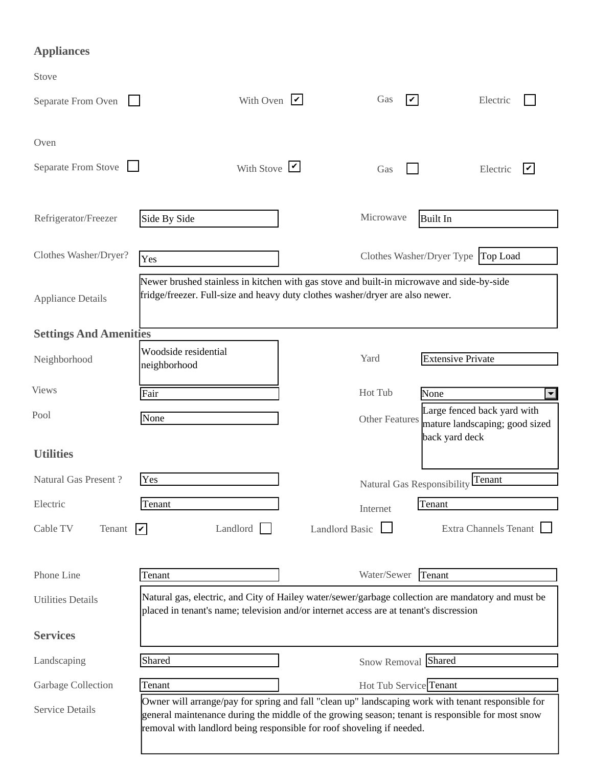## Appliances

**Stove**

Separate From Oven ☐ With Oven ☑ Gas ☑ Electric ☐

**Oven**

Separate From Stove ☐ With Stove ☑ Gas ☐ Electric ☑

Refrigerator/Freezer: Side By Side

Microwave: Built In

Clothes Washer/Dryer?: Yes

Clothes Washer/Dryer Type: Top Load

Appliance Details: Newer brushed stainless in kitchen with gas stove and built-in microwave and side-by-side fridge/freezer. Full-size and heavy duty clothes washer/dryer are also newer.

## Settings And Amenities

Neighborhood: Woodside residential neighborhood

Yard: Extensive Private

Views: Fair

Hot Tub: None

Pool: None

Other Features: Large fenced back yard with mature landscaping; good sized back yard deck

## Utilities

Natural Gas Present ?: Yes

Natural Gas Responsibility: Tenant

Electric: Tenant

Internet: Tenant

Cable TV: Tenant ☑ Landlord ☐ Landlord Basic ☐ Extra Channels Tenant ☐

Phone Line: Tenant

Water/Sewer: Tenant

Utilities Details: Natural gas, electric, and City of Hailey water/sewer/garbage collection are mandatory and must be placed in tenant's name; television and/or internet access are at tenant's discression

## Services

Landscaping: Shared

Snow Removal: Shared

Garbage Collection: Tenant

Hot Tub Service: Tenant

Service Details: Owner will arrange/pay for spring and fall "clean up" landscaping work with tenant responsible for general maintenance during the middle of the growing season; tenant is responsible for most snow removal with landlord being responsible for roof shoveling if needed.